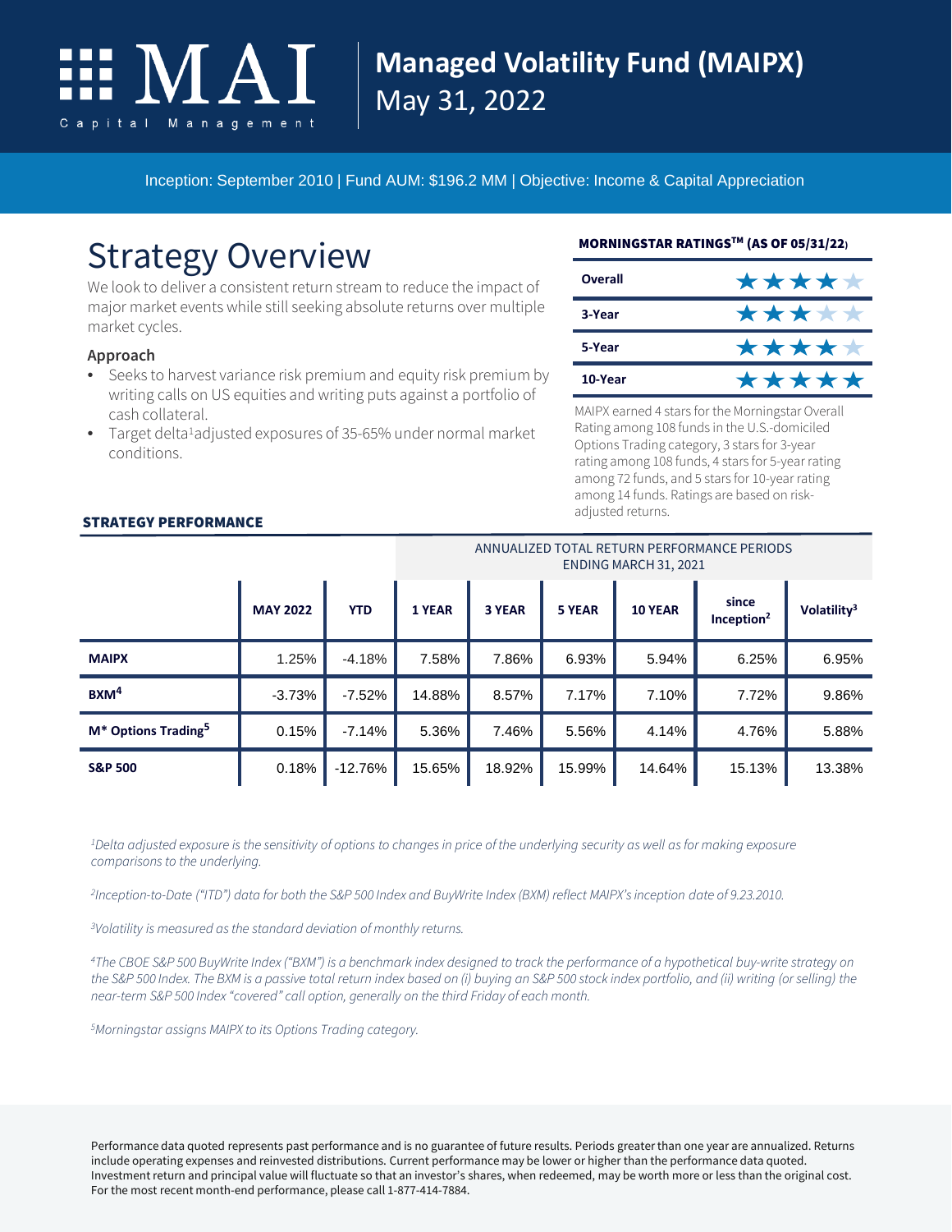# MAI Capital Management

## Managed Volatility Fund (MAIPX)
May 31, 2022

Inception: September 2010 | Fund AUM: $196.2 MM | Objective: Income & Capital Appreciation

# Strategy Overview

We look to deliver a consistent return stream to reduce the impact of major market events while still seeking absolute returns over multiple market cycles.

### Approach

- Seeks to harvest variance risk premium and equity risk premium by writing calls on US equities and writing puts against a portfolio of cash collateral.
- Target delta[1] adjusted exposures of 35-65% under normal market conditions.

### MORNINGSTAR RATINGS™ (AS OF 05/31/22)

| | |
|---|---|
| Overall | ★★★★☆ |
| 3-Year | ★★★☆☆ |
| 5-Year | ★★★★☆ |
| 10-Year | ★★★★★ |

MAIPX earned 4 stars for the Morningstar Overall Rating among 108 funds in the U.S.-domiciled Options Trading category, 3 stars for 3-year rating among 108 funds, 4 stars for 5-year rating among 72 funds, and 5 stars for 10-year rating among 14 funds. Ratings are based on risk-adjusted returns.

### STRATEGY PERFORMANCE

| | | | ANNUALIZED TOTAL RETURN PERFORMANCE PERIODS ENDING MARCH 31, 2021 | | | | | |
|---|---|---|---|---|---|---|---|---|
| | MAY 2022 | YTD | 1 YEAR | 3 YEAR | 5 YEAR | 10 YEAR | since Inception[2] | Volatility[3] |
| MAIPX | 1.25% | -4.18% | 7.58% | 7.86% | 6.93% | 5.94% | 6.25% | 6.95% |
| BXM[4] | -3.73% | -7.52% | 14.88% | 8.57% | 7.17% | 7.10% | 7.72% | 9.86% |
| M* Options Trading[5] | 0.15% | -7.14% | 5.36% | 7.46% | 5.56% | 4.14% | 4.76% | 5.88% |
| S&P 500 | 0.18% | -12.76% | 15.65% | 18.92% | 15.99% | 14.64% | 15.13% | 13.38% |

*[1]Delta adjusted exposure is the sensitivity of options to changes in price of the underlying security as well as for making exposure comparisons to the underlying.*

*[2]Inception-to-Date ("ITD") data for both the S&P 500 Index and BuyWrite Index (BXM) reflect MAIPX's inception date of 9.23.2010.*

*[3]Volatility is measured as the standard deviation of monthly returns.*

*[4]The CBOE S&P 500 BuyWrite Index ("BXM") is a benchmark index designed to track the performance of a hypothetical buy-write strategy on the S&P 500 Index. The BXM is a passive total return index based on (i) buying an S&P 500 stock index portfolio, and (ii) writing (or selling) the near-term S&P 500 Index "covered" call option, generally on the third Friday of each month.*

*[5]Morningstar assigns MAIPX to its Options Trading category.*

Performance data quoted represents past performance and is no guarantee of future results. Periods greater than one year are annualized. Returns include operating expenses and reinvested distributions. Current performance may be lower or higher than the performance data quoted. Investment return and principal value will fluctuate so that an investor's shares, when redeemed, may be worth more or less than the original cost. For the most recent month-end performance, please call 1-877-414-7884.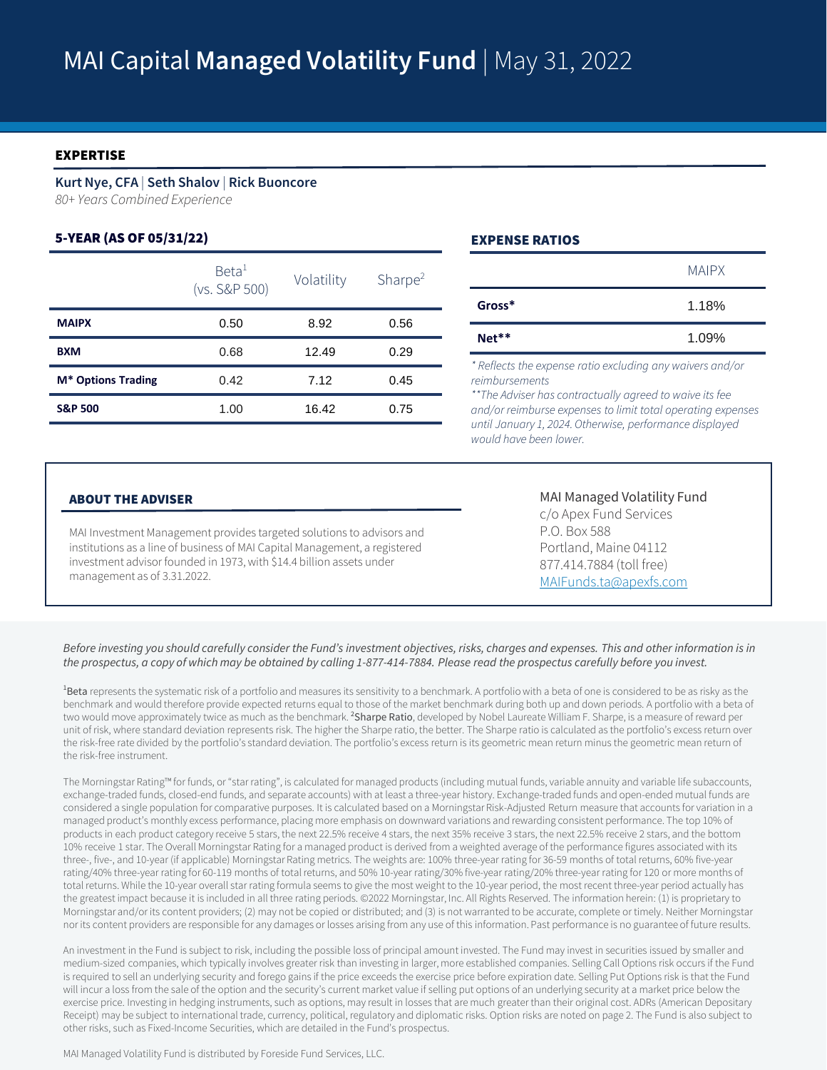# MAI Capital **Managed Volatility Fund** | May 31, 2022

## EXPERTISE

**Kurt Nye, CFA** | **Seth Shalov** | **Rick Buoncore**
*80+ Years Combined Experience*

## 5-YEAR (AS OF 05/31/22)

| | Beta[1] (vs. S&P 500) | Volatility | Sharpe[2] |
|---|---|---|---|
| **MAIPX** | 0.50 | 8.92 | 0.56 |
| **BXM** | 0.68 | 12.49 | 0.29 |
| **M* Options Trading** | 0.42 | 7.12 | 0.45 |
| **S&P 500** | 1.00 | 16.42 | 0.75 |

## EXPENSE RATIOS

| | MAIPX |
|---|---|
| **Gross*** | 1.18% |
| **Net**** | 1.09% |

*\* Reflects the expense ratio excluding any waivers and/or reimbursements*
*\*\*The Adviser has contractually agreed to waive its fee and/or reimburse expenses to limit total operating expenses until January 1, 2024. Otherwise, performance displayed would have been lower.*

## ABOUT THE ADVISER

MAI Investment Management provides targeted solutions to advisors and institutions as a line of business of MAI Capital Management, a registered investment advisor founded in 1973, with $14.4 billion assets under management as of 3.31.2022.

MAI Managed Volatility Fund
c/o Apex Fund Services
P.O. Box 588
Portland, Maine 04112
877.414.7884 (toll free)
MAIFunds.ta@apexfs.com

*Before investing you should carefully consider the Fund's investment objectives, risks, charges and expenses. This and other information is in the prospectus, a copy of which may be obtained by calling 1-877-414-7884. Please read the prospectus carefully before you invest.*

[1]Beta represents the systematic risk of a portfolio and measures its sensitivity to a benchmark. A portfolio with a beta of one is considered to be as risky as the benchmark and would therefore provide expected returns equal to those of the market benchmark during both up and down periods. A portfolio with a beta of two would move approximately twice as much as the benchmark. [2]Sharpe Ratio, developed by Nobel Laureate William F. Sharpe, is a measure of reward per unit of risk, where standard deviation represents risk. The higher the Sharpe ratio, the better. The Sharpe ratio is calculated as the portfolio's excess return over the risk-free rate divided by the portfolio's standard deviation. The portfolio's excess return is its geometric mean return minus the geometric mean return of the risk-free instrument.

The Morningstar Rating™ for funds, or "star rating", is calculated for managed products (including mutual funds, variable annuity and variable life subaccounts, exchange-traded funds, closed-end funds, and separate accounts) with at least a three-year history. Exchange-traded funds and open-ended mutual funds are considered a single population for comparative purposes. It is calculated based on a Morningstar Risk-Adjusted Return measure that accounts for variation in a managed product's monthly excess performance, placing more emphasis on downward variations and rewarding consistent performance. The top 10% of products in each product category receive 5 stars, the next 22.5% receive 4 stars, the next 35% receive 3 stars, the next 22.5% receive 2 stars, and the bottom 10% receive 1 star. The Overall Morningstar Rating for a managed product is derived from a weighted average of the performance figures associated with its three-, five-, and 10-year (if applicable) Morningstar Rating metrics. The weights are: 100% three-year rating for 36-59 months of total returns, 60% five-year rating/40% three-year rating for 60-119 months of total returns, and 50% 10-year rating/30% five-year rating/20% three-year rating for 120 or more months of total returns. While the 10-year overall star rating formula seems to give the most weight to the 10-year period, the most recent three-year period actually has the greatest impact because it is included in all three rating periods. ©2022 Morningstar, Inc. All Rights Reserved. The information herein: (1) is proprietary to Morningstar and/or its content providers; (2) may not be copied or distributed; and (3) is not warranted to be accurate, complete or timely. Neither Morningstar nor its content providers are responsible for any damages or losses arising from any use of this information. Past performance is no guarantee of future results.

An investment in the Fund is subject to risk, including the possible loss of principal amount invested. The Fund may invest in securities issued by smaller and medium-sized companies, which typically involves greater risk than investing in larger, more established companies. Selling Call Options risk occurs if the Fund is required to sell an underlying security and forego gains if the price exceeds the exercise price before expiration date. Selling Put Options risk is that the Fund will incur a loss from the sale of the option and the security's current market value if selling put options of an underlying security at a market price below the exercise price. Investing in hedging instruments, such as options, may result in losses that are much greater than their original cost. ADRs (American Depositary Receipt) may be subject to international trade, currency, political, regulatory and diplomatic risks. Option risks are noted on page 2. The Fund is also subject to other risks, such as Fixed-Income Securities, which are detailed in the Fund's prospectus.

MAI Managed Volatility Fund is distributed by Foreside Fund Services, LLC.